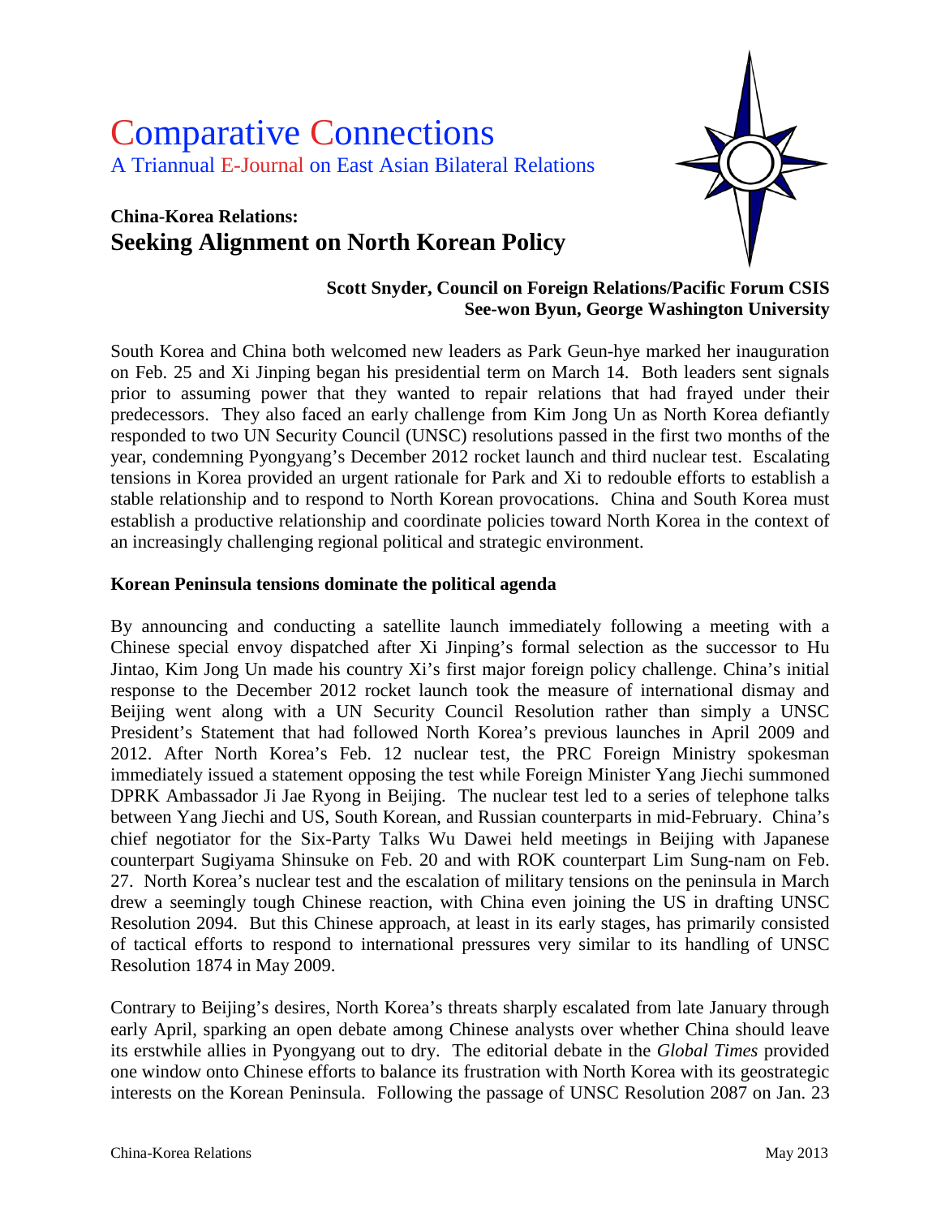# Comparative Connections

A Triannual E-Journal on East Asian Bilateral Relations

## China-Korea Relations:
## Seeking Alignment on North Korean Policy

**Scott Snyder, Council on Foreign Relations/Pacific Forum CSIS**
**See-won Byun, George Washington University**

South Korea and China both welcomed new leaders as Park Geun-hye marked her inauguration on Feb. 25 and Xi Jinping began his presidential term on March 14. Both leaders sent signals prior to assuming power that they wanted to repair relations that had frayed under their predecessors. They also faced an early challenge from Kim Jong Un as North Korea defiantly responded to two UN Security Council (UNSC) resolutions passed in the first two months of the year, condemning Pyongyang's December 2012 rocket launch and third nuclear test. Escalating tensions in Korea provided an urgent rationale for Park and Xi to redouble efforts to establish a stable relationship and to respond to North Korean provocations. China and South Korea must establish a productive relationship and coordinate policies toward North Korea in the context of an increasingly challenging regional political and strategic environment.

### Korean Peninsula tensions dominate the political agenda

By announcing and conducting a satellite launch immediately following a meeting with a Chinese special envoy dispatched after Xi Jinping's formal selection as the successor to Hu Jintao, Kim Jong Un made his country Xi's first major foreign policy challenge. China's initial response to the December 2012 rocket launch took the measure of international dismay and Beijing went along with a UN Security Council Resolution rather than simply a UNSC President's Statement that had followed North Korea's previous launches in April 2009 and 2012. After North Korea's Feb. 12 nuclear test, the PRC Foreign Ministry spokesman immediately issued a statement opposing the test while Foreign Minister Yang Jiechi summoned DPRK Ambassador Ji Jae Ryong in Beijing. The nuclear test led to a series of telephone talks between Yang Jiechi and US, South Korean, and Russian counterparts in mid-February. China's chief negotiator for the Six-Party Talks Wu Dawei held meetings in Beijing with Japanese counterpart Sugiyama Shinsuke on Feb. 20 and with ROK counterpart Lim Sung-nam on Feb. 27. North Korea's nuclear test and the escalation of military tensions on the peninsula in March drew a seemingly tough Chinese reaction, with China even joining the US in drafting UNSC Resolution 2094. But this Chinese approach, at least in its early stages, has primarily consisted of tactical efforts to respond to international pressures very similar to its handling of UNSC Resolution 1874 in May 2009.

Contrary to Beijing's desires, North Korea's threats sharply escalated from late January through early April, sparking an open debate among Chinese analysts over whether China should leave its erstwhile allies in Pyongyang out to dry. The editorial debate in the *Global Times* provided one window onto Chinese efforts to balance its frustration with North Korea with its geostrategic interests on the Korean Peninsula. Following the passage of UNSC Resolution 2087 on Jan. 23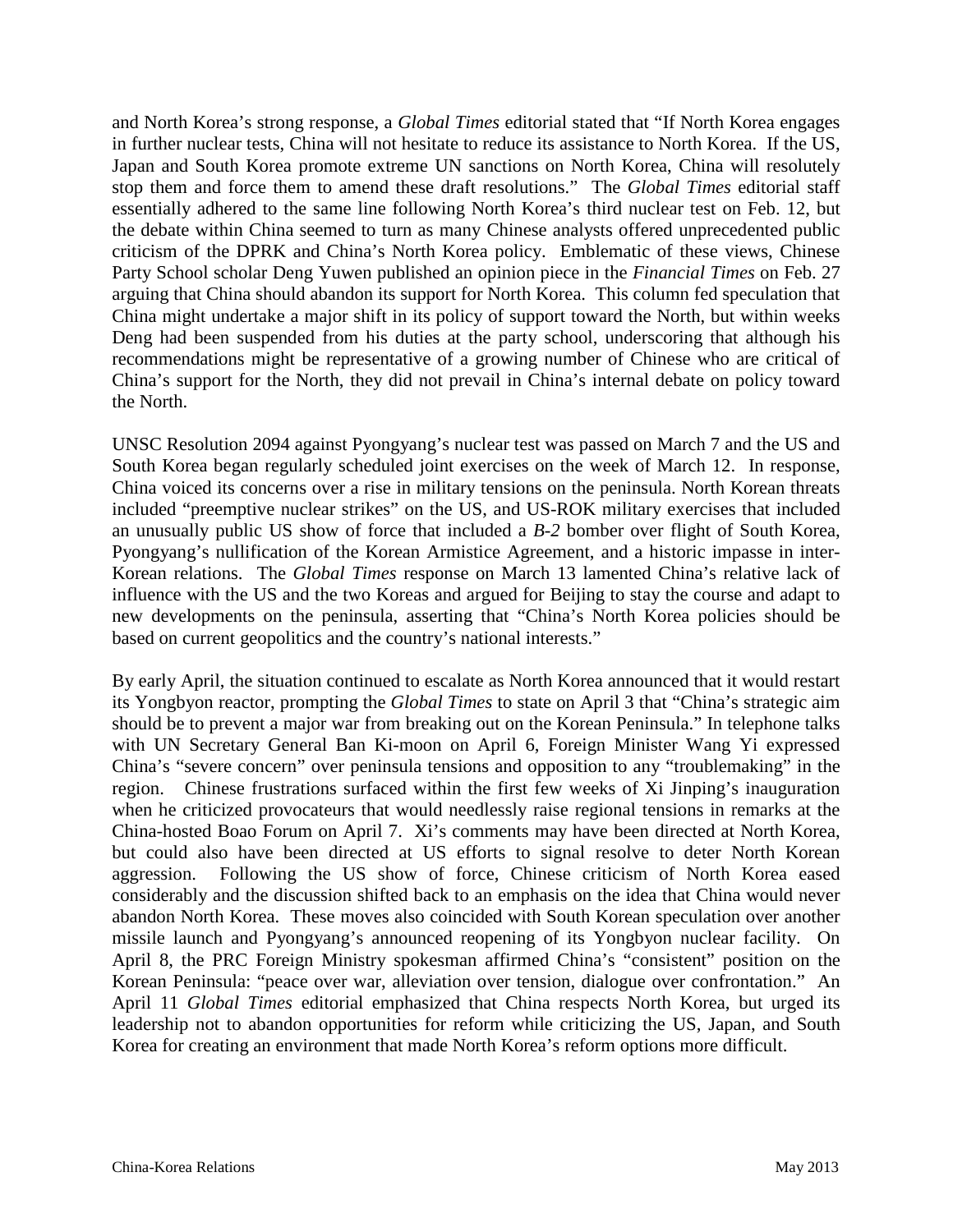and North Korea's strong response, a *Global Times* editorial stated that "If North Korea engages in further nuclear tests, China will not hesitate to reduce its assistance to North Korea. If the US, Japan and South Korea promote extreme UN sanctions on North Korea, China will resolutely stop them and force them to amend these draft resolutions." The *Global Times* editorial staff essentially adhered to the same line following North Korea's third nuclear test on Feb. 12, but the debate within China seemed to turn as many Chinese analysts offered unprecedented public criticism of the DPRK and China's North Korea policy. Emblematic of these views, Chinese Party School scholar Deng Yuwen published an opinion piece in the *Financial Times* on Feb. 27 arguing that China should abandon its support for North Korea. This column fed speculation that China might undertake a major shift in its policy of support toward the North, but within weeks Deng had been suspended from his duties at the party school, underscoring that although his recommendations might be representative of a growing number of Chinese who are critical of China's support for the North, they did not prevail in China's internal debate on policy toward the North.

UNSC Resolution 2094 against Pyongyang's nuclear test was passed on March 7 and the US and South Korea began regularly scheduled joint exercises on the week of March 12. In response, China voiced its concerns over a rise in military tensions on the peninsula. North Korean threats included "preemptive nuclear strikes" on the US, and US-ROK military exercises that included an unusually public US show of force that included a *B-2* bomber over flight of South Korea, Pyongyang's nullification of the Korean Armistice Agreement, and a historic impasse in inter-Korean relations. The *Global Times* response on March 13 lamented China's relative lack of influence with the US and the two Koreas and argued for Beijing to stay the course and adapt to new developments on the peninsula, asserting that "China's North Korea policies should be based on current geopolitics and the country's national interests."

By early April, the situation continued to escalate as North Korea announced that it would restart its Yongbyon reactor, prompting the *Global Times* to state on April 3 that "China's strategic aim should be to prevent a major war from breaking out on the Korean Peninsula." In telephone talks with UN Secretary General Ban Ki-moon on April 6, Foreign Minister Wang Yi expressed China's "severe concern" over peninsula tensions and opposition to any "troublemaking" in the region. Chinese frustrations surfaced within the first few weeks of Xi Jinping's inauguration when he criticized provocateurs that would needlessly raise regional tensions in remarks at the China-hosted Boao Forum on April 7. Xi's comments may have been directed at North Korea, but could also have been directed at US efforts to signal resolve to deter North Korean aggression. Following the US show of force, Chinese criticism of North Korea eased considerably and the discussion shifted back to an emphasis on the idea that China would never abandon North Korea. These moves also coincided with South Korean speculation over another missile launch and Pyongyang's announced reopening of its Yongbyon nuclear facility. On April 8, the PRC Foreign Ministry spokesman affirmed China's "consistent" position on the Korean Peninsula: "peace over war, alleviation over tension, dialogue over confrontation." An April 11 *Global Times* editorial emphasized that China respects North Korea, but urged its leadership not to abandon opportunities for reform while criticizing the US, Japan, and South Korea for creating an environment that made North Korea's reform options more difficult.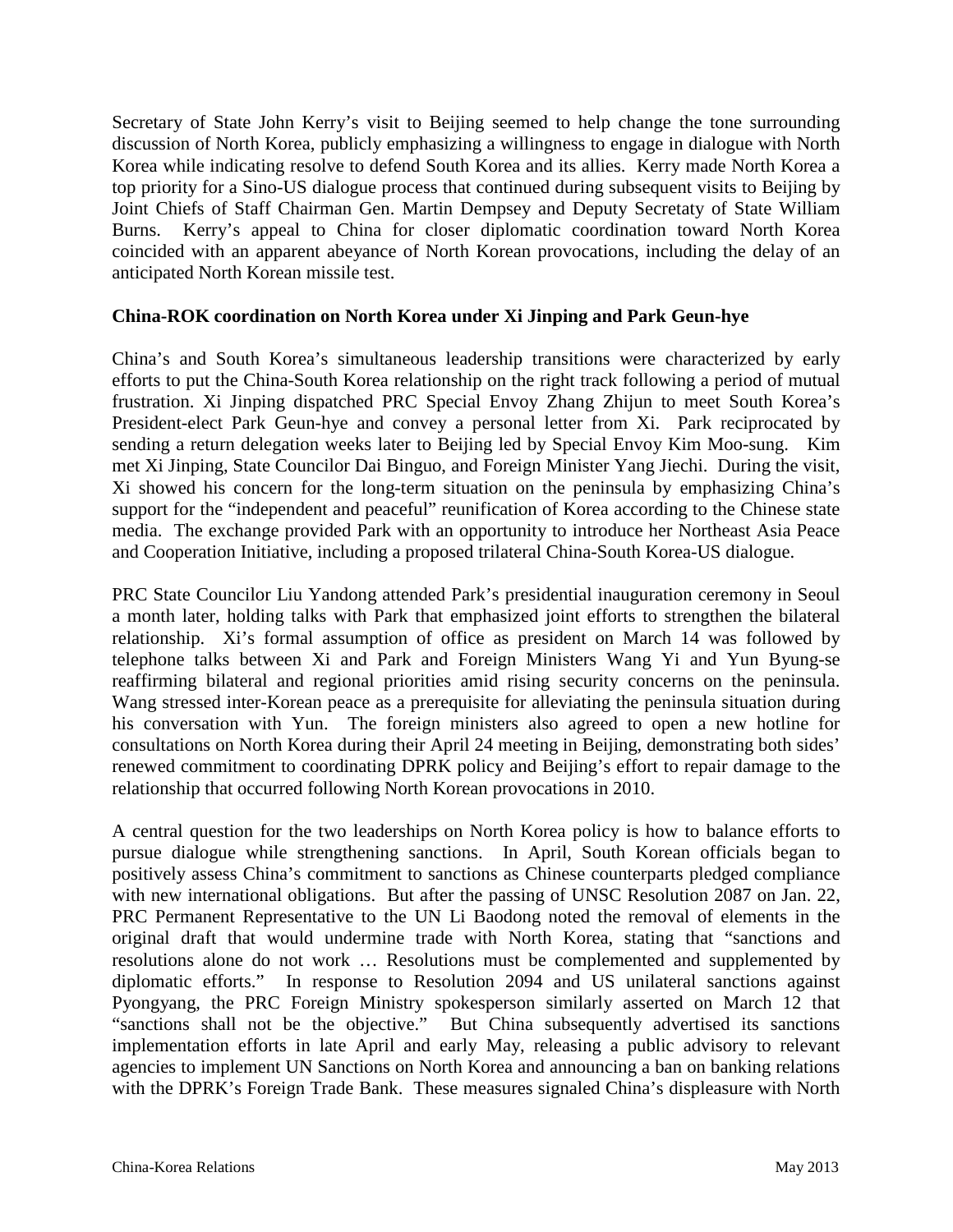Secretary of State John Kerry's visit to Beijing seemed to help change the tone surrounding discussion of North Korea, publicly emphasizing a willingness to engage in dialogue with North Korea while indicating resolve to defend South Korea and its allies. Kerry made North Korea a top priority for a Sino-US dialogue process that continued during subsequent visits to Beijing by Joint Chiefs of Staff Chairman Gen. Martin Dempsey and Deputy Secretaty of State William Burns. Kerry's appeal to China for closer diplomatic coordination toward North Korea coincided with an apparent abeyance of North Korean provocations, including the delay of an anticipated North Korean missile test.

**China-ROK coordination on North Korea under Xi Jinping and Park Geun-hye**

China's and South Korea's simultaneous leadership transitions were characterized by early efforts to put the China-South Korea relationship on the right track following a period of mutual frustration. Xi Jinping dispatched PRC Special Envoy Zhang Zhijun to meet South Korea's President-elect Park Geun-hye and convey a personal letter from Xi. Park reciprocated by sending a return delegation weeks later to Beijing led by Special Envoy Kim Moo-sung. Kim met Xi Jinping, State Councilor Dai Binguo, and Foreign Minister Yang Jiechi. During the visit, Xi showed his concern for the long-term situation on the peninsula by emphasizing China's support for the "independent and peaceful" reunification of Korea according to the Chinese state media. The exchange provided Park with an opportunity to introduce her Northeast Asia Peace and Cooperation Initiative, including a proposed trilateral China-South Korea-US dialogue.

PRC State Councilor Liu Yandong attended Park's presidential inauguration ceremony in Seoul a month later, holding talks with Park that emphasized joint efforts to strengthen the bilateral relationship. Xi's formal assumption of office as president on March 14 was followed by telephone talks between Xi and Park and Foreign Ministers Wang Yi and Yun Byung-se reaffirming bilateral and regional priorities amid rising security concerns on the peninsula. Wang stressed inter-Korean peace as a prerequisite for alleviating the peninsula situation during his conversation with Yun. The foreign ministers also agreed to open a new hotline for consultations on North Korea during their April 24 meeting in Beijing, demonstrating both sides' renewed commitment to coordinating DPRK policy and Beijing's effort to repair damage to the relationship that occurred following North Korean provocations in 2010.

A central question for the two leaderships on North Korea policy is how to balance efforts to pursue dialogue while strengthening sanctions. In April, South Korean officials began to positively assess China's commitment to sanctions as Chinese counterparts pledged compliance with new international obligations. But after the passing of UNSC Resolution 2087 on Jan. 22, PRC Permanent Representative to the UN Li Baodong noted the removal of elements in the original draft that would undermine trade with North Korea, stating that "sanctions and resolutions alone do not work … Resolutions must be complemented and supplemented by diplomatic efforts." In response to Resolution 2094 and US unilateral sanctions against Pyongyang, the PRC Foreign Ministry spokesperson similarly asserted on March 12 that "sanctions shall not be the objective." But China subsequently advertised its sanctions implementation efforts in late April and early May, releasing a public advisory to relevant agencies to implement UN Sanctions on North Korea and announcing a ban on banking relations with the DPRK's Foreign Trade Bank. These measures signaled China's displeasure with North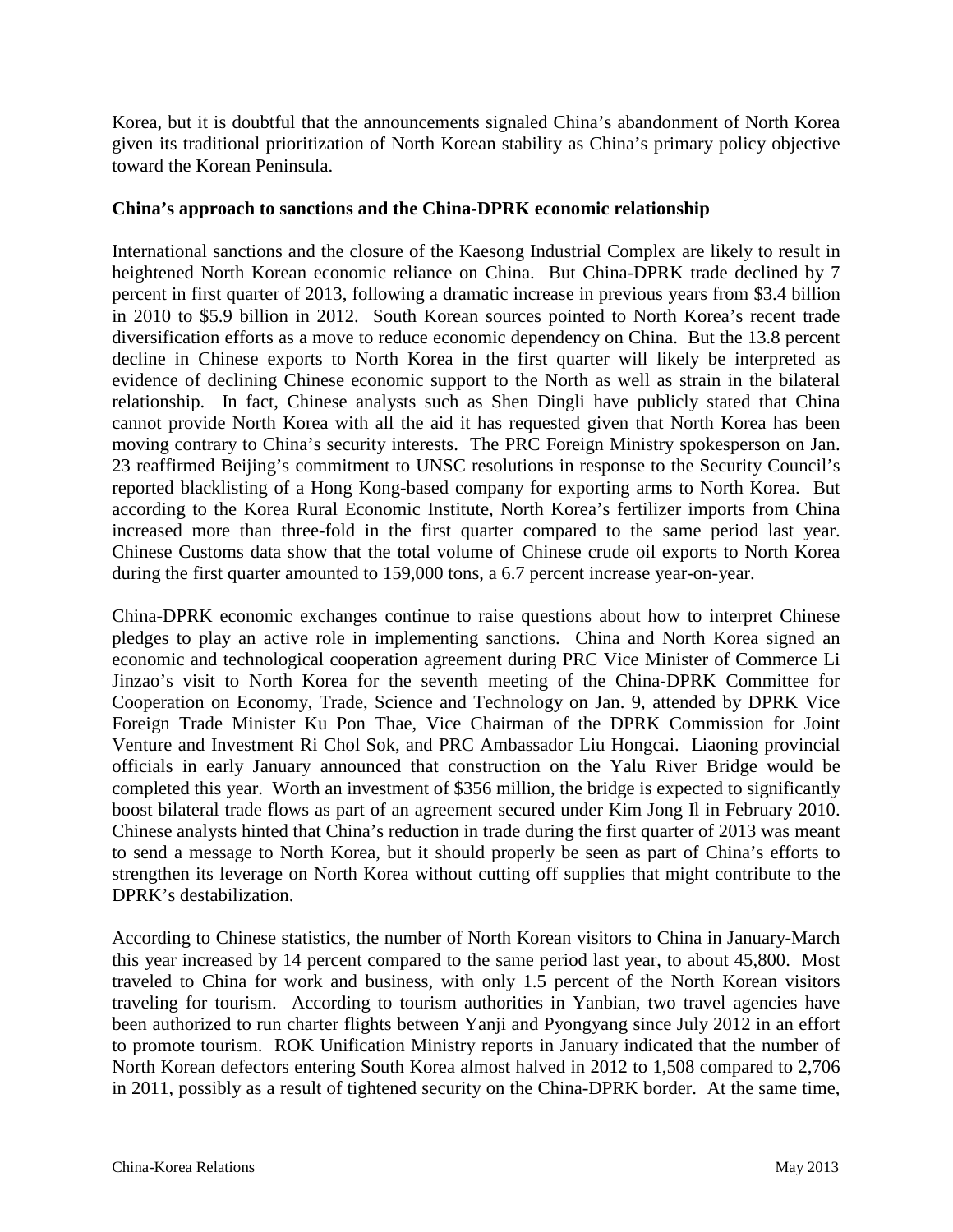Korea, but it is doubtful that the announcements signaled China's abandonment of North Korea given its traditional prioritization of North Korean stability as China's primary policy objective toward the Korean Peninsula.

**China's approach to sanctions and the China-DPRK economic relationship**

International sanctions and the closure of the Kaesong Industrial Complex are likely to result in heightened North Korean economic reliance on China. But China-DPRK trade declined by 7 percent in first quarter of 2013, following a dramatic increase in previous years from $3.4 billion in 2010 to $5.9 billion in 2012. South Korean sources pointed to North Korea's recent trade diversification efforts as a move to reduce economic dependency on China. But the 13.8 percent decline in Chinese exports to North Korea in the first quarter will likely be interpreted as evidence of declining Chinese economic support to the North as well as strain in the bilateral relationship. In fact, Chinese analysts such as Shen Dingli have publicly stated that China cannot provide North Korea with all the aid it has requested given that North Korea has been moving contrary to China's security interests. The PRC Foreign Ministry spokesperson on Jan. 23 reaffirmed Beijing's commitment to UNSC resolutions in response to the Security Council's reported blacklisting of a Hong Kong-based company for exporting arms to North Korea. But according to the Korea Rural Economic Institute, North Korea's fertilizer imports from China increased more than three-fold in the first quarter compared to the same period last year. Chinese Customs data show that the total volume of Chinese crude oil exports to North Korea during the first quarter amounted to 159,000 tons, a 6.7 percent increase year-on-year.

China-DPRK economic exchanges continue to raise questions about how to interpret Chinese pledges to play an active role in implementing sanctions. China and North Korea signed an economic and technological cooperation agreement during PRC Vice Minister of Commerce Li Jinzao's visit to North Korea for the seventh meeting of the China-DPRK Committee for Cooperation on Economy, Trade, Science and Technology on Jan. 9, attended by DPRK Vice Foreign Trade Minister Ku Pon Thae, Vice Chairman of the DPRK Commission for Joint Venture and Investment Ri Chol Sok, and PRC Ambassador Liu Hongcai. Liaoning provincial officials in early January announced that construction on the Yalu River Bridge would be completed this year. Worth an investment of $356 million, the bridge is expected to significantly boost bilateral trade flows as part of an agreement secured under Kim Jong Il in February 2010. Chinese analysts hinted that China's reduction in trade during the first quarter of 2013 was meant to send a message to North Korea, but it should properly be seen as part of China's efforts to strengthen its leverage on North Korea without cutting off supplies that might contribute to the DPRK's destabilization.

According to Chinese statistics, the number of North Korean visitors to China in January-March this year increased by 14 percent compared to the same period last year, to about 45,800. Most traveled to China for work and business, with only 1.5 percent of the North Korean visitors traveling for tourism. According to tourism authorities in Yanbian, two travel agencies have been authorized to run charter flights between Yanji and Pyongyang since July 2012 in an effort to promote tourism. ROK Unification Ministry reports in January indicated that the number of North Korean defectors entering South Korea almost halved in 2012 to 1,508 compared to 2,706 in 2011, possibly as a result of tightened security on the China-DPRK border. At the same time,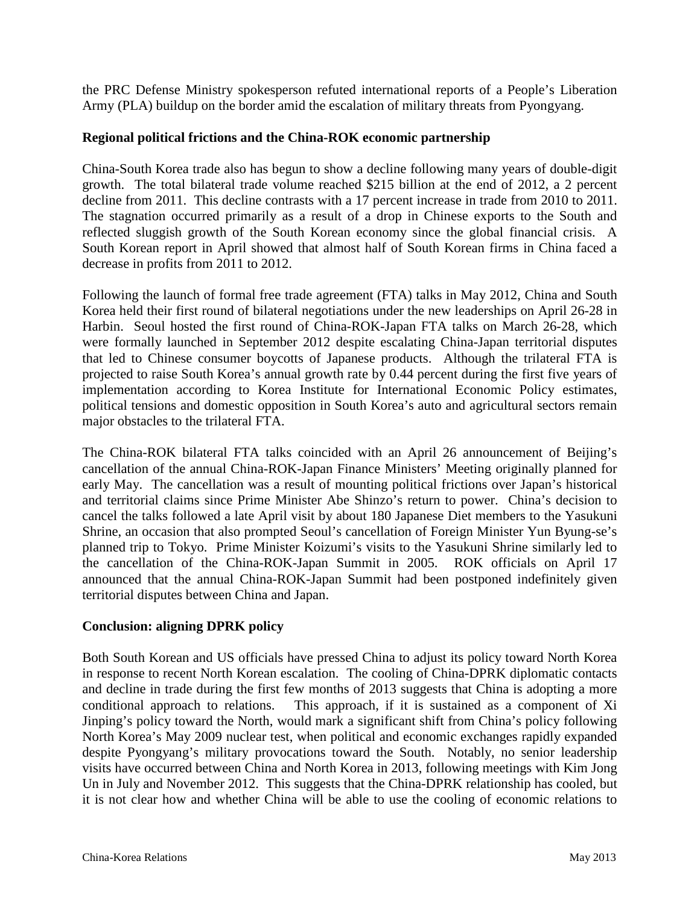the PRC Defense Ministry spokesperson refuted international reports of a People's Liberation Army (PLA) buildup on the border amid the escalation of military threats from Pyongyang.

**Regional political frictions and the China-ROK economic partnership**

China-South Korea trade also has begun to show a decline following many years of double-digit growth. The total bilateral trade volume reached $215 billion at the end of 2012, a 2 percent decline from 2011. This decline contrasts with a 17 percent increase in trade from 2010 to 2011. The stagnation occurred primarily as a result of a drop in Chinese exports to the South and reflected sluggish growth of the South Korean economy since the global financial crisis. A South Korean report in April showed that almost half of South Korean firms in China faced a decrease in profits from 2011 to 2012.

Following the launch of formal free trade agreement (FTA) talks in May 2012, China and South Korea held their first round of bilateral negotiations under the new leaderships on April 26-28 in Harbin. Seoul hosted the first round of China-ROK-Japan FTA talks on March 26-28, which were formally launched in September 2012 despite escalating China-Japan territorial disputes that led to Chinese consumer boycotts of Japanese products. Although the trilateral FTA is projected to raise South Korea's annual growth rate by 0.44 percent during the first five years of implementation according to Korea Institute for International Economic Policy estimates, political tensions and domestic opposition in South Korea's auto and agricultural sectors remain major obstacles to the trilateral FTA.

The China-ROK bilateral FTA talks coincided with an April 26 announcement of Beijing's cancellation of the annual China-ROK-Japan Finance Ministers' Meeting originally planned for early May. The cancellation was a result of mounting political frictions over Japan's historical and territorial claims since Prime Minister Abe Shinzo's return to power. China's decision to cancel the talks followed a late April visit by about 180 Japanese Diet members to the Yasukuni Shrine, an occasion that also prompted Seoul's cancellation of Foreign Minister Yun Byung-se's planned trip to Tokyo. Prime Minister Koizumi's visits to the Yasukuni Shrine similarly led to the cancellation of the China-ROK-Japan Summit in 2005. ROK officials on April 17 announced that the annual China-ROK-Japan Summit had been postponed indefinitely given territorial disputes between China and Japan.

**Conclusion: aligning DPRK policy**

Both South Korean and US officials have pressed China to adjust its policy toward North Korea in response to recent North Korean escalation. The cooling of China-DPRK diplomatic contacts and decline in trade during the first few months of 2013 suggests that China is adopting a more conditional approach to relations. This approach, if it is sustained as a component of Xi Jinping's policy toward the North, would mark a significant shift from China's policy following North Korea's May 2009 nuclear test, when political and economic exchanges rapidly expanded despite Pyongyang's military provocations toward the South. Notably, no senior leadership visits have occurred between China and North Korea in 2013, following meetings with Kim Jong Un in July and November 2012. This suggests that the China-DPRK relationship has cooled, but it is not clear how and whether China will be able to use the cooling of economic relations to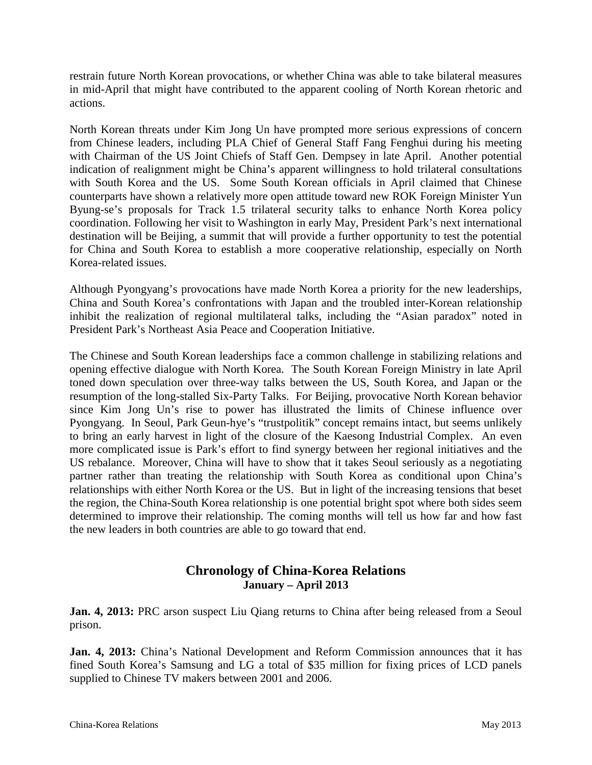restrain future North Korean provocations, or whether China was able to take bilateral measures in mid-April that might have contributed to the apparent cooling of North Korean rhetoric and actions.

North Korean threats under Kim Jong Un have prompted more serious expressions of concern from Chinese leaders, including PLA Chief of General Staff Fang Fenghui during his meeting with Chairman of the US Joint Chiefs of Staff Gen. Dempsey in late April. Another potential indication of realignment might be China's apparent willingness to hold trilateral consultations with South Korea and the US. Some South Korean officials in April claimed that Chinese counterparts have shown a relatively more open attitude toward new ROK Foreign Minister Yun Byung-se's proposals for Track 1.5 trilateral security talks to enhance North Korea policy coordination. Following her visit to Washington in early May, President Park's next international destination will be Beijing, a summit that will provide a further opportunity to test the potential for China and South Korea to establish a more cooperative relationship, especially on North Korea-related issues.

Although Pyongyang's provocations have made North Korea a priority for the new leaderships, China and South Korea's confrontations with Japan and the troubled inter-Korean relationship inhibit the realization of regional multilateral talks, including the "Asian paradox" noted in President Park's Northeast Asia Peace and Cooperation Initiative.

The Chinese and South Korean leaderships face a common challenge in stabilizing relations and opening effective dialogue with North Korea. The South Korean Foreign Ministry in late April toned down speculation over three-way talks between the US, South Korea, and Japan or the resumption of the long-stalled Six-Party Talks. For Beijing, provocative North Korean behavior since Kim Jong Un's rise to power has illustrated the limits of Chinese influence over Pyongyang. In Seoul, Park Geun-hye's "trustpolitik" concept remains intact, but seems unlikely to bring an early harvest in light of the closure of the Kaesong Industrial Complex. An even more complicated issue is Park's effort to find synergy between her regional initiatives and the US rebalance. Moreover, China will have to show that it takes Seoul seriously as a negotiating partner rather than treating the relationship with South Korea as conditional upon China's relationships with either North Korea or the US. But in light of the increasing tensions that beset the region, the China-South Korea relationship is one potential bright spot where both sides seem determined to improve their relationship. The coming months will tell us how far and how fast the new leaders in both countries are able to go toward that end.

## Chronology of China-Korea Relations
### January – April 2013

**Jan. 4, 2013:** PRC arson suspect Liu Qiang returns to China after being released from a Seoul prison.

**Jan. 4, 2013:** China's National Development and Reform Commission announces that it has fined South Korea's Samsung and LG a total of $35 million for fixing prices of LCD panels supplied to Chinese TV makers between 2001 and 2006.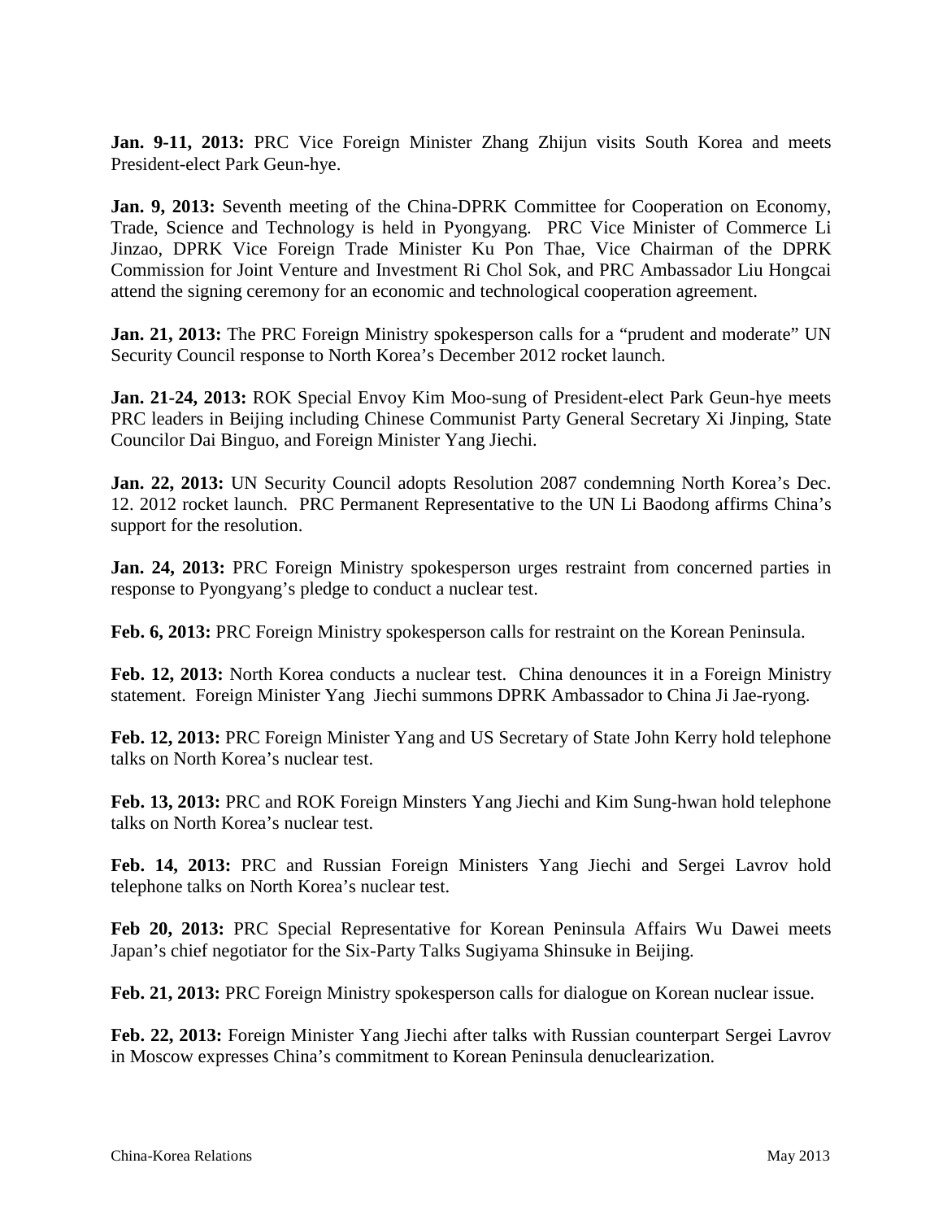**Jan. 9-11, 2013:** PRC Vice Foreign Minister Zhang Zhijun visits South Korea and meets President-elect Park Geun-hye.

**Jan. 9, 2013:** Seventh meeting of the China-DPRK Committee for Cooperation on Economy, Trade, Science and Technology is held in Pyongyang. PRC Vice Minister of Commerce Li Jinzao, DPRK Vice Foreign Trade Minister Ku Pon Thae, Vice Chairman of the DPRK Commission for Joint Venture and Investment Ri Chol Sok, and PRC Ambassador Liu Hongcai attend the signing ceremony for an economic and technological cooperation agreement.

**Jan. 21, 2013:** The PRC Foreign Ministry spokesperson calls for a "prudent and moderate" UN Security Council response to North Korea's December 2012 rocket launch.

**Jan. 21-24, 2013:** ROK Special Envoy Kim Moo-sung of President-elect Park Geun-hye meets PRC leaders in Beijing including Chinese Communist Party General Secretary Xi Jinping, State Councilor Dai Binguo, and Foreign Minister Yang Jiechi.

**Jan. 22, 2013:** UN Security Council adopts Resolution 2087 condemning North Korea's Dec. 12. 2012 rocket launch. PRC Permanent Representative to the UN Li Baodong affirms China's support for the resolution.

**Jan. 24, 2013:** PRC Foreign Ministry spokesperson urges restraint from concerned parties in response to Pyongyang's pledge to conduct a nuclear test.

**Feb. 6, 2013:** PRC Foreign Ministry spokesperson calls for restraint on the Korean Peninsula.

**Feb. 12, 2013:** North Korea conducts a nuclear test. China denounces it in a Foreign Ministry statement. Foreign Minister Yang Jiechi summons DPRK Ambassador to China Ji Jae-ryong.

**Feb. 12, 2013:** PRC Foreign Minister Yang and US Secretary of State John Kerry hold telephone talks on North Korea's nuclear test.

**Feb. 13, 2013:** PRC and ROK Foreign Minsters Yang Jiechi and Kim Sung-hwan hold telephone talks on North Korea's nuclear test.

**Feb. 14, 2013:** PRC and Russian Foreign Ministers Yang Jiechi and Sergei Lavrov hold telephone talks on North Korea's nuclear test.

**Feb 20, 2013:** PRC Special Representative for Korean Peninsula Affairs Wu Dawei meets Japan's chief negotiator for the Six-Party Talks Sugiyama Shinsuke in Beijing.

**Feb. 21, 2013:** PRC Foreign Ministry spokesperson calls for dialogue on Korean nuclear issue.

**Feb. 22, 2013:** Foreign Minister Yang Jiechi after talks with Russian counterpart Sergei Lavrov in Moscow expresses China's commitment to Korean Peninsula denuclearization.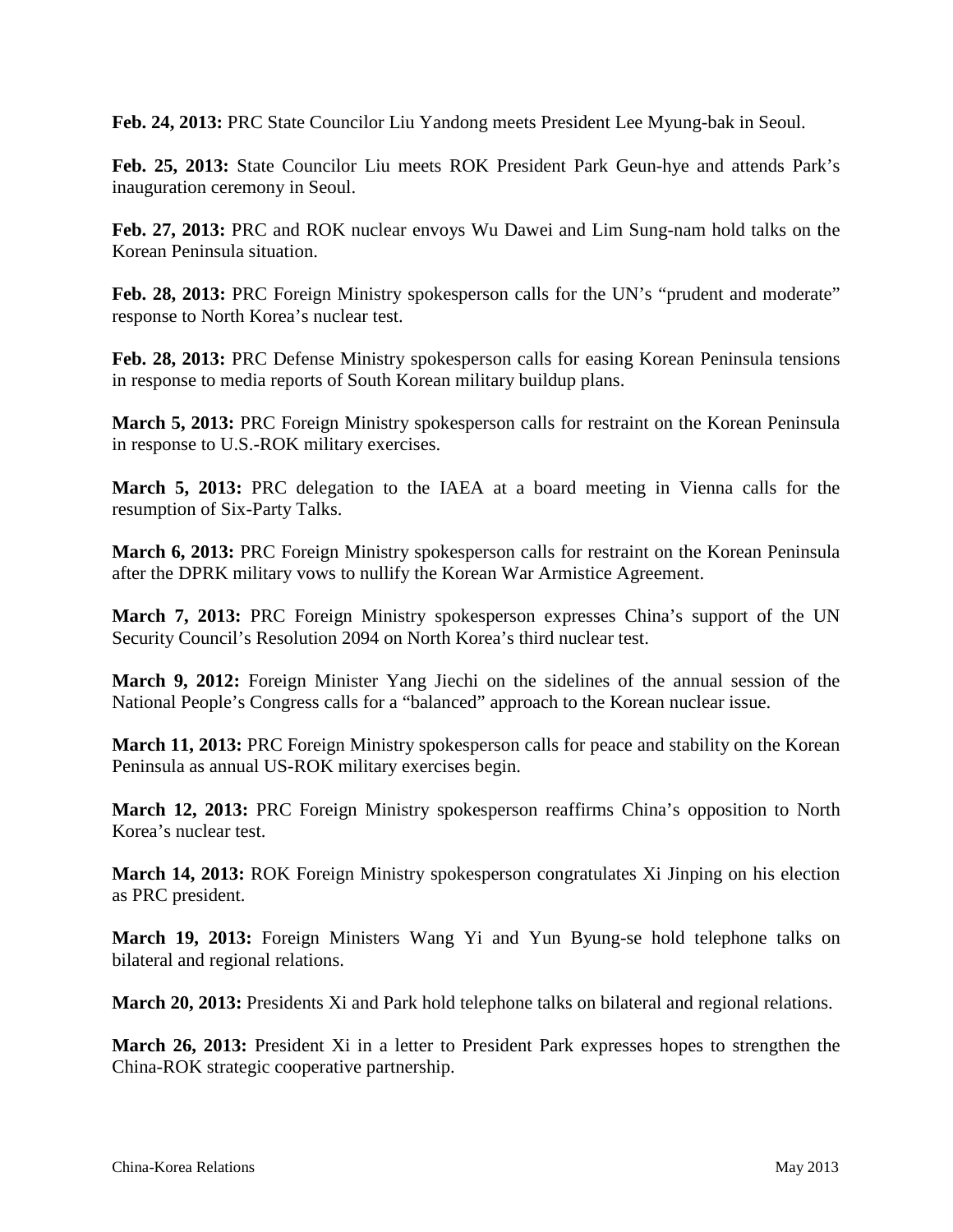**Feb. 24, 2013:** PRC State Councilor Liu Yandong meets President Lee Myung-bak in Seoul.

**Feb. 25, 2013:** State Councilor Liu meets ROK President Park Geun-hye and attends Park's inauguration ceremony in Seoul.

**Feb. 27, 2013:** PRC and ROK nuclear envoys Wu Dawei and Lim Sung-nam hold talks on the Korean Peninsula situation.

**Feb. 28, 2013:** PRC Foreign Ministry spokesperson calls for the UN's "prudent and moderate" response to North Korea's nuclear test.

**Feb. 28, 2013:** PRC Defense Ministry spokesperson calls for easing Korean Peninsula tensions in response to media reports of South Korean military buildup plans.

**March 5, 2013:** PRC Foreign Ministry spokesperson calls for restraint on the Korean Peninsula in response to U.S.-ROK military exercises.

**March 5, 2013:** PRC delegation to the IAEA at a board meeting in Vienna calls for the resumption of Six-Party Talks.

**March 6, 2013:** PRC Foreign Ministry spokesperson calls for restraint on the Korean Peninsula after the DPRK military vows to nullify the Korean War Armistice Agreement.

**March 7, 2013:** PRC Foreign Ministry spokesperson expresses China's support of the UN Security Council's Resolution 2094 on North Korea's third nuclear test.

**March 9, 2012:** Foreign Minister Yang Jiechi on the sidelines of the annual session of the National People's Congress calls for a "balanced" approach to the Korean nuclear issue.

**March 11, 2013:** PRC Foreign Ministry spokesperson calls for peace and stability on the Korean Peninsula as annual US-ROK military exercises begin.

**March 12, 2013:** PRC Foreign Ministry spokesperson reaffirms China's opposition to North Korea's nuclear test.

**March 14, 2013:** ROK Foreign Ministry spokesperson congratulates Xi Jinping on his election as PRC president.

**March 19, 2013:** Foreign Ministers Wang Yi and Yun Byung-se hold telephone talks on bilateral and regional relations.

**March 20, 2013:** Presidents Xi and Park hold telephone talks on bilateral and regional relations.

**March 26, 2013:** President Xi in a letter to President Park expresses hopes to strengthen the China-ROK strategic cooperative partnership.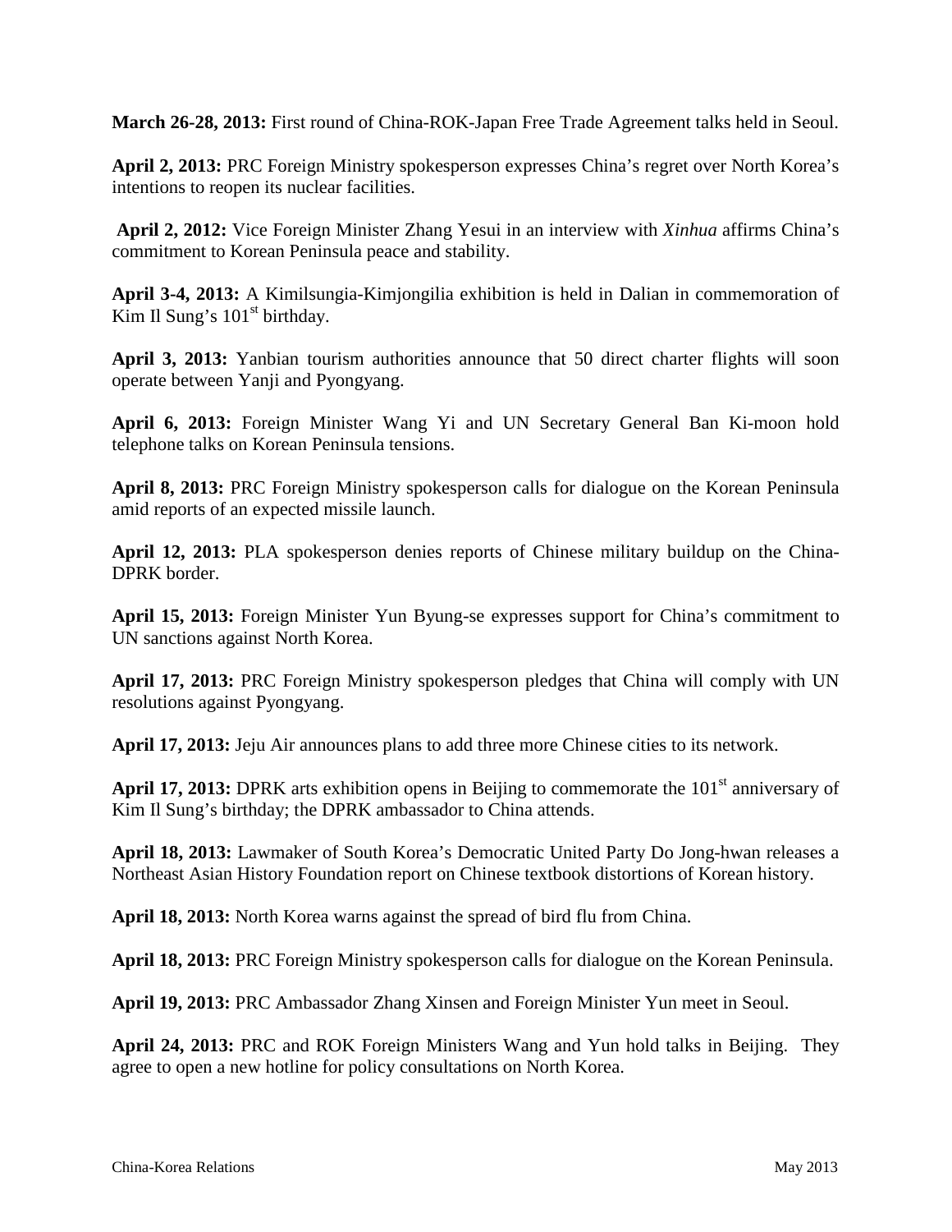**March 26-28, 2013:** First round of China-ROK-Japan Free Trade Agreement talks held in Seoul.

**April 2, 2013:** PRC Foreign Ministry spokesperson expresses China's regret over North Korea's intentions to reopen its nuclear facilities.

**April 2, 2012:** Vice Foreign Minister Zhang Yesui in an interview with *Xinhua* affirms China's commitment to Korean Peninsula peace and stability.

**April 3-4, 2013:** A Kimilsungia-Kimjongilia exhibition is held in Dalian in commemoration of Kim Il Sung's 101st birthday.

**April 3, 2013:** Yanbian tourism authorities announce that 50 direct charter flights will soon operate between Yanji and Pyongyang.

**April 6, 2013:** Foreign Minister Wang Yi and UN Secretary General Ban Ki-moon hold telephone talks on Korean Peninsula tensions.

**April 8, 2013:** PRC Foreign Ministry spokesperson calls for dialogue on the Korean Peninsula amid reports of an expected missile launch.

**April 12, 2013:** PLA spokesperson denies reports of Chinese military buildup on the China-DPRK border.

**April 15, 2013:** Foreign Minister Yun Byung-se expresses support for China's commitment to UN sanctions against North Korea.

**April 17, 2013:** PRC Foreign Ministry spokesperson pledges that China will comply with UN resolutions against Pyongyang.

**April 17, 2013:** Jeju Air announces plans to add three more Chinese cities to its network.

**April 17, 2013:** DPRK arts exhibition opens in Beijing to commemorate the 101st anniversary of Kim Il Sung's birthday; the DPRK ambassador to China attends.

**April 18, 2013:** Lawmaker of South Korea's Democratic United Party Do Jong-hwan releases a Northeast Asian History Foundation report on Chinese textbook distortions of Korean history.

**April 18, 2013:** North Korea warns against the spread of bird flu from China.

**April 18, 2013:** PRC Foreign Ministry spokesperson calls for dialogue on the Korean Peninsula.

**April 19, 2013:** PRC Ambassador Zhang Xinsen and Foreign Minister Yun meet in Seoul.

**April 24, 2013:** PRC and ROK Foreign Ministers Wang and Yun hold talks in Beijing. They agree to open a new hotline for policy consultations on North Korea.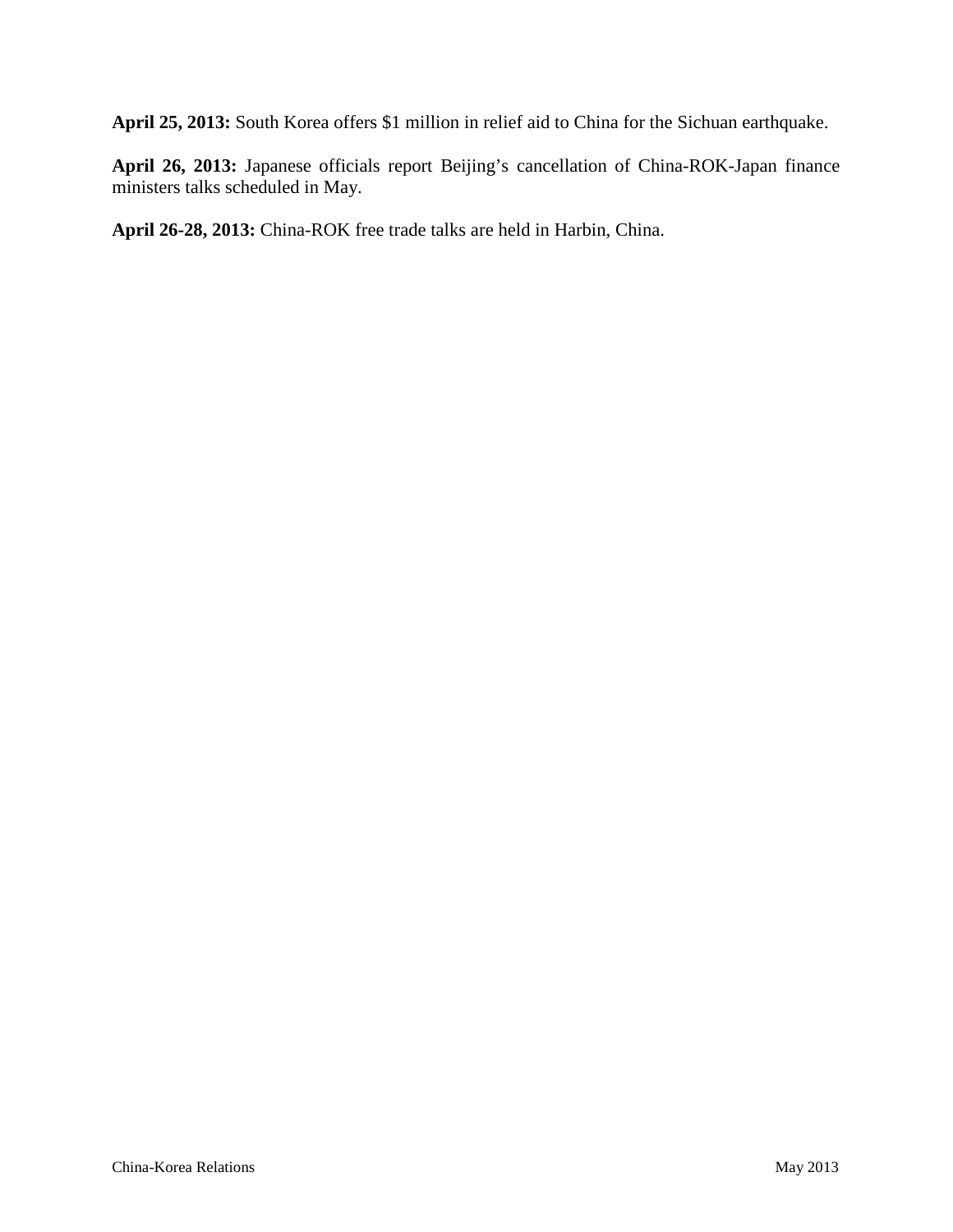**April 25, 2013:** South Korea offers $1 million in relief aid to China for the Sichuan earthquake.

**April 26, 2013:** Japanese officials report Beijing's cancellation of China-ROK-Japan finance ministers talks scheduled in May.

**April 26-28, 2013:** China-ROK free trade talks are held in Harbin, China.